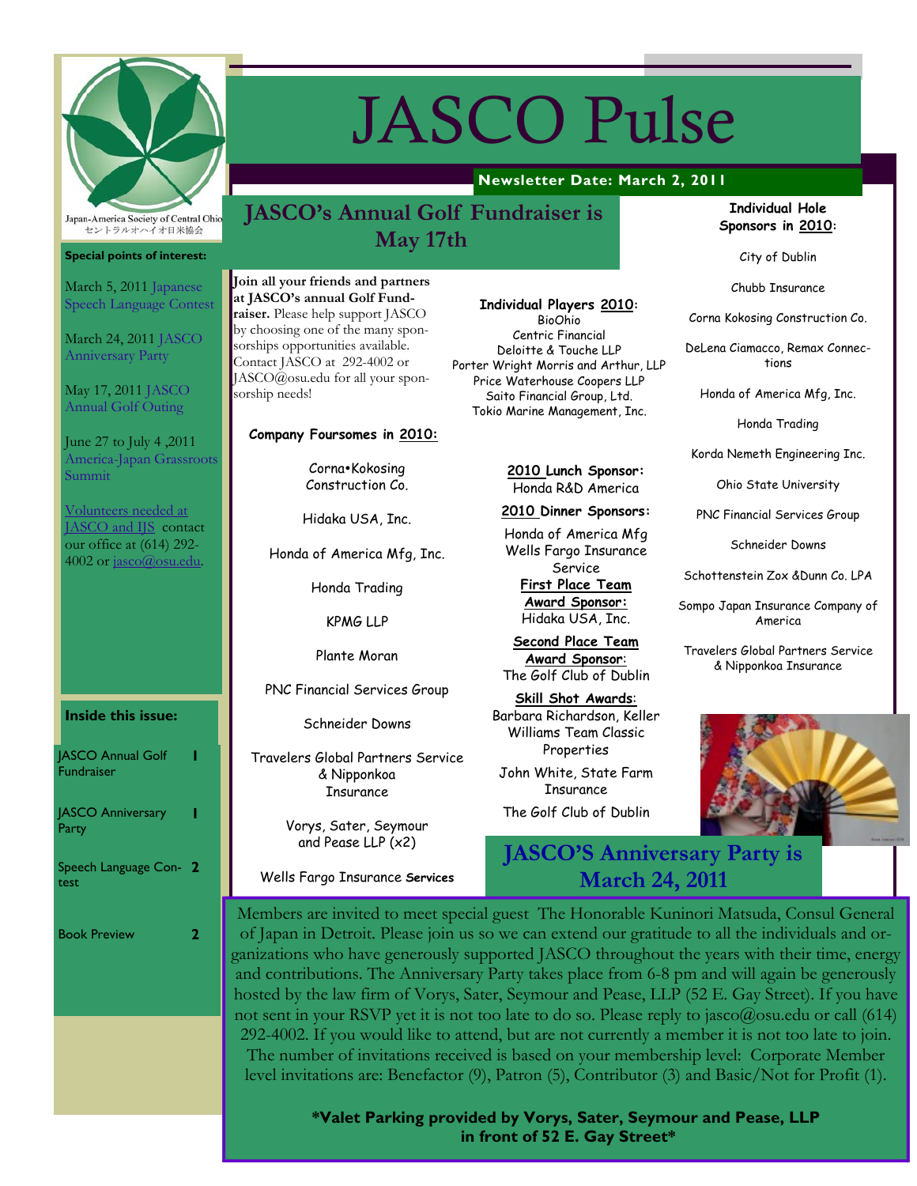Japan-America Society of Central Ohio
セントラルオハイオ日米協会

# JASCO Pulse

**Newsletter Date: March 2, 2011**

**Special points of interest:**

March 5, 2011 Japanese Speech Language Contest

March 24, 2011 JASCO Anniversary Party

May 17, 2011 JASCO Annual Golf Outing

June 27 to July 4 ,2011 America-Japan Grassroots Summit

Volunteers needed at JASCO and IJS contact our office at (614) 292-4002 or jasco@osu.edu.

**Inside this issue:**

| | |
|---|---|
| JASCO Annual Golf Fundraiser | 1 |
| JASCO Anniversary Party | 1 |
| Speech Language Contest | 2 |
| Book Preview | 2 |

## JASCO's Annual Golf Fundraiser is May 17th

**Join all your friends and partners at JASCO's annual Golf Fundraiser.** Please help support JASCO by choosing one of the many sponsorships opportunities available. Contact JASCO at 292-4002 or JASCO@osu.edu for all your sponsorship needs!

**Company Foursomes in 2010:**

Corna•Kokosing Construction Co.

Hidaka USA, Inc.

Honda of America Mfg, Inc.

Honda Trading

KPMG LLP

Plante Moran

PNC Financial Services Group

Schneider Downs

Travelers Global Partners Service & Nipponkoa Insurance

Vorys, Sater, Seymour and Pease LLP (x2)

Wells Fargo Insurance Services

**Individual Players 2010:**

BioOhio
Centric Financial
Deloitte & Touche LLP
Porter Wright Morris and Arthur, LLP
Price Waterhouse Coopers LLP
Saito Financial Group, Ltd.
Tokio Marine Management, Inc.

**2010 Lunch Sponsor:**
Honda R&D America

**2010 Dinner Sponsors:**
Honda of America Mfg
Wells Fargo Insurance Service

**First Place Team Award Sponsor:**
Hidaka USA, Inc.

**Second Place Team Award Sponsor:**
The Golf Club of Dublin

**Skill Shot Awards:**
Barbara Richardson, Keller Williams Team Classic Properties

John White, State Farm Insurance

The Golf Club of Dublin

**Individual Hole Sponsors in 2010:**

City of Dublin

Chubb Insurance

Corna Kokosing Construction Co.

DeLena Ciamacco, Remax Connections

Honda of America Mfg, Inc.

Honda Trading

Korda Nemeth Engineering Inc.

Ohio State University

PNC Financial Services Group

Schneider Downs

Schottenstein Zox &Dunn Co. LPA

Sompo Japan Insurance Company of America

Travelers Global Partners Service & Nipponkoa Insurance

## JASCO'S Anniversary Party is March 24, 2011

Members are invited to meet special guest The Honorable Kuninori Matsuda, Consul General of Japan in Detroit. Please join us so we can extend our gratitude to all the individuals and organizations who have generously supported JASCO throughout the years with their time, energy and contributions. The Anniversary Party takes place from 6-8 pm and will again be generously hosted by the law firm of Vorys, Sater, Seymour and Pease, LLP (52 E. Gay Street). If you have not sent in your RSVP yet it is not too late to do so. Please reply to jasco@osu.edu or call (614) 292-4002. If you would like to attend, but are not currently a member it is not too late to join. The number of invitations received is based on your membership level: Corporate Member level invitations are: Benefactor (9), Patron (5), Contributor (3) and Basic/Not for Profit (1).

**\*Valet Parking provided by Vorys, Sater, Seymour and Pease, LLP in front of 52 E. Gay Street\***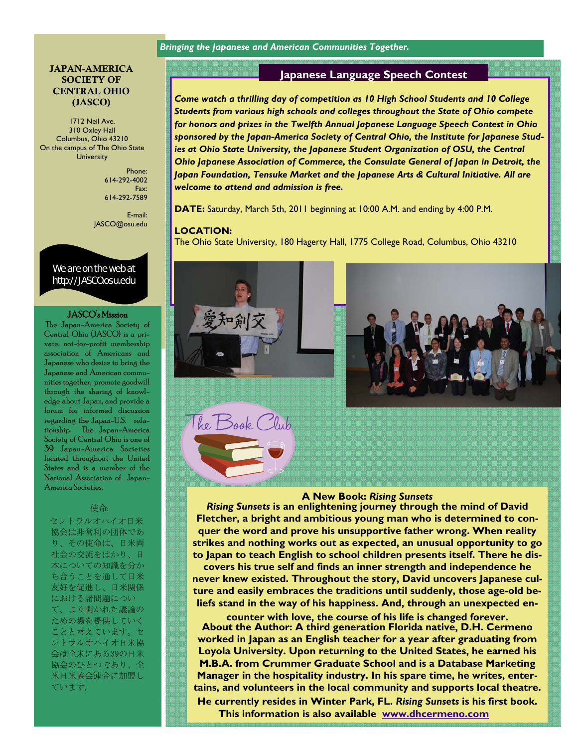*Bringing the Japanese and American Communities Together.*

**JAPAN-AMERICA SOCIETY OF CENTRAL OHIO (JASCO)**

1712 Neil Ave.
310 Oxley Hall
Columbus, Ohio 43210
On the campus of The Ohio State University

Phone:
614-292-4002
Fax:
614-292-7589

E-mail:
JASCO@osu.edu

We are on the web at
http://JASCO.osu.edu

## JASCO's Mission

The Japan-America Society of Central Ohio (JASCO) is a private, not-for-profit membership association of Americans and Japanese who desire to bring the Japanese and American communities together, promote goodwill through the sharing of knowledge about Japan, and provide a forum for informed discussion regarding the Japan-U.S. relationship. The Japan-America Society of Central Ohio is one of 39 Japan-America Societies located throughout the United States and is a member of the National Association of Japan-America Societies.

使命:

セントラルオハイオ日米協会は非営利の団体であり、その使命は、日米両社会の交流をはかり、日本についての知識を分かち合うことを通して日米友好を促進し、日米関係における諸問題について、より開かれた議論のための場を提供していくことと考えています。セントラルオハイオ日米協会は全米にある39の日米協会のひとつであり、全米日米協会連合に加盟しています。

## Japanese Language Speech Contest

***Come watch a thrilling day of competition as 10 High School Students and 10 College Students from various high schools and colleges throughout the State of Ohio compete for honors and prizes in the Twelfth Annual Japanese Language Speech Contest in Ohio sponsored by the Japan-America Society of Central Ohio, the Institute for Japanese Studies at Ohio State University, the Japanese Student Organization of OSU, the Central Ohio Japanese Association of Commerce, the Consulate General of Japan in Detroit, the Japan Foundation, Tensuke Market and the Japanese Arts & Cultural Initiative. All are welcome to attend and admission is free.***

**DATE:** Saturday, March 5th, 2011 beginning at 10:00 A.M. and ending by 4:00 P.M.

**LOCATION:**
The Ohio State University, 180 Hagerty Hall, 1775 College Road, Columbus, Ohio 43210

## The Book Club

**A New Book: *Rising Sunsets***

***Rising Sunsets*** **is an enlightening journey through the mind of David Fletcher, a bright and ambitious young man who is determined to conquer the word and prove his unsupportive father wrong. When reality strikes and nothing works out as expected, an unusual opportunity to go to Japan to teach English to school children presents itself. There he discovers his true self and finds an inner strength and independence he never knew existed. Throughout the story, David uncovers Japanese culture and easily embraces the traditions until suddenly, those age-old beliefs stand in the way of his happiness. And, through an unexpected encounter with love, the course of his life is changed forever.**

**About the Author: A third generation Florida native, D.H. Cermeno worked in Japan as an English teacher for a year after graduating from Loyola University. Upon returning to the United States, he earned his M.B.A. from Crummer Graduate School and is a Database Marketing Manager in the hospitality industry. In his spare time, he writes, entertains, and volunteers in the local community and supports local theatre. He currently resides in Winter Park, FL. *Rising Sunsets* is his first book.**

**This information is also available [www.dhcermeno.com](http://www.dhcermeno.com)**